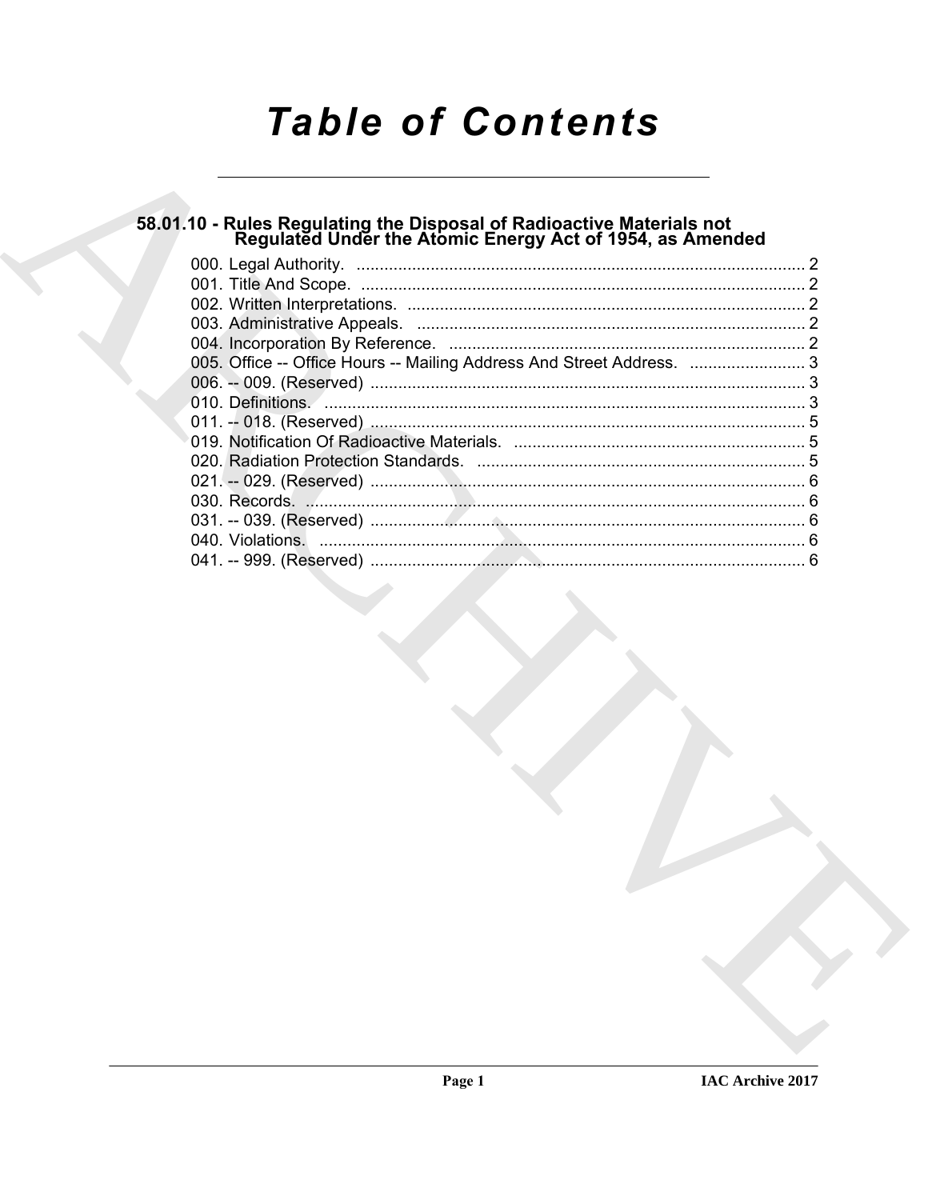# Table of Contents

## 58.01.10 - Rules Regulating the Disposal of Radioactive Materials not Regulated Under the Atomic Energy Act of 1954, as Amended

000. Legal Authority. .......... 2
001. Title And Scope. .......... 2
002. Written Interpretations. .......... 2
003. Administrative Appeals. .......... 2
004. Incorporation By Reference. .......... 2
005. Office -- Office Hours -- Mailing Address And Street Address. .......... 3
006. -- 009. (Reserved) .......... 3
010. Definitions. .......... 3
011. -- 018. (Reserved) .......... 5
019. Notification Of Radioactive Materials. .......... 5
020. Radiation Protection Standards. .......... 5
021. -- 029. (Reserved) .......... 6
030. Records. .......... 6
031. -- 039. (Reserved) .......... 6
040. Violations. .......... 6
041. -- 999. (Reserved) .......... 6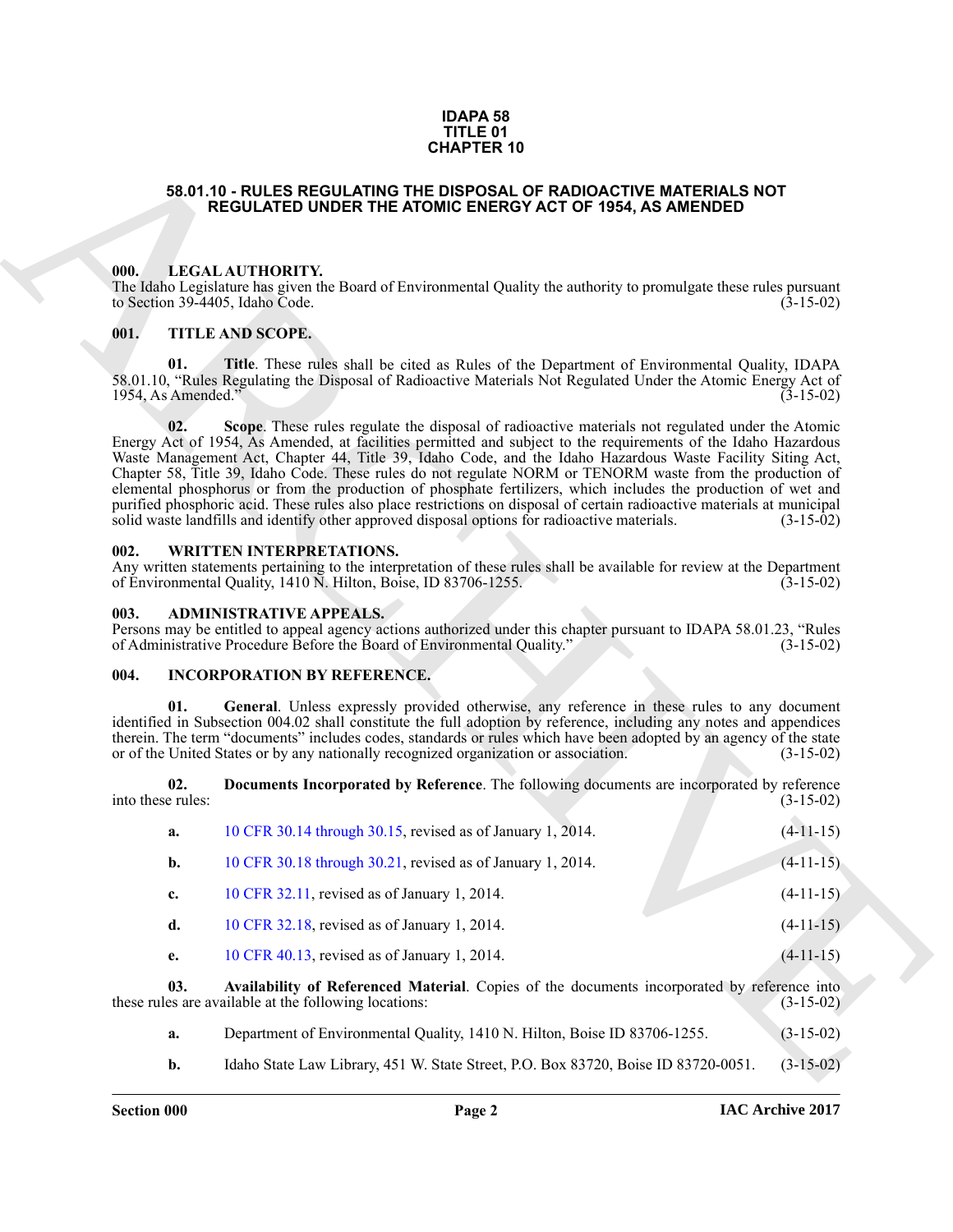**IDAPA 58**
**TITLE 01**
**CHAPTER 10**

# 58.01.10 - RULES REGULATING THE DISPOSAL OF RADIOACTIVE MATERIALS NOT REGULATED UNDER THE ATOMIC ENERGY ACT OF 1954, AS AMENDED

## 000. LEGAL AUTHORITY.

The Idaho Legislature has given the Board of Environmental Quality the authority to promulgate these rules pursuant to Section 39-4405, Idaho Code. (3-15-02)

## 001. TITLE AND SCOPE.

**01. Title**. These rules shall be cited as Rules of the Department of Environmental Quality, IDAPA 58.01.10, "Rules Regulating the Disposal of Radioactive Materials Not Regulated Under the Atomic Energy Act of 1954, As Amended." (3-15-02)

**02. Scope**. These rules regulate the disposal of radioactive materials not regulated under the Atomic Energy Act of 1954, As Amended, at facilities permitted and subject to the requirements of the Idaho Hazardous Waste Management Act, Chapter 44, Title 39, Idaho Code, and the Idaho Hazardous Waste Facility Siting Act, Chapter 58, Title 39, Idaho Code. These rules do not regulate NORM or TENORM waste from the production of elemental phosphorus or from the production of phosphate fertilizers, which includes the production of wet and purified phosphoric acid. These rules also place restrictions on disposal of certain radioactive materials at municipal solid waste landfills and identify other approved disposal options for radioactive materials. (3-15-02)

## 002. WRITTEN INTERPRETATIONS.

Any written statements pertaining to the interpretation of these rules shall be available for review at the Department of Environmental Quality, 1410 N. Hilton, Boise, ID 83706-1255. (3-15-02)

## 003. ADMINISTRATIVE APPEALS.

Persons may be entitled to appeal agency actions authorized under this chapter pursuant to IDAPA 58.01.23, "Rules of Administrative Procedure Before the Board of Environmental Quality." (3-15-02)

## 004. INCORPORATION BY REFERENCE.

**01. General**. Unless expressly provided otherwise, any reference in these rules to any document identified in Subsection 004.02 shall constitute the full adoption by reference, including any notes and appendices therein. The term "documents" includes codes, standards or rules which have been adopted by an agency of the state or of the United States or by any nationally recognized organization or association. (3-15-02)

**02. Documents Incorporated by Reference**. The following documents are incorporated by reference into these rules: (3-15-02)

**a.** 10 CFR 30.14 through 30.15, revised as of January 1, 2014. (4-11-15)

**b.** 10 CFR 30.18 through 30.21, revised as of January 1, 2014. (4-11-15)

**c.** 10 CFR 32.11, revised as of January 1, 2014. (4-11-15)

**d.** 10 CFR 32.18, revised as of January 1, 2014. (4-11-15)

**e.** 10 CFR 40.13, revised as of January 1, 2014. (4-11-15)

**03. Availability of Referenced Material**. Copies of the documents incorporated by reference into these rules are available at the following locations: (3-15-02)

**a.** Department of Environmental Quality, 1410 N. Hilton, Boise ID 83706-1255. (3-15-02)

**b.** Idaho State Law Library, 451 W. State Street, P.O. Box 83720, Boise ID 83720-0051. (3-15-02)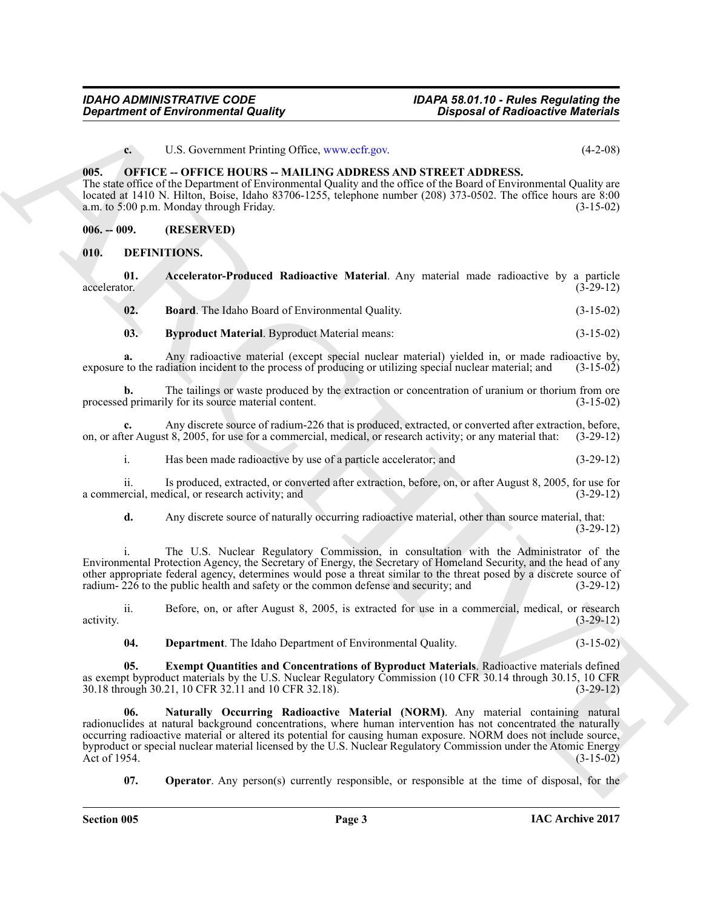**c.** U.S. Government Printing Office, www.ecfr.gov. (4-2-08)

## 005. OFFICE -- OFFICE HOURS -- MAILING ADDRESS AND STREET ADDRESS.

The state office of the Department of Environmental Quality and the office of the Board of Environmental Quality are located at 1410 N. Hilton, Boise, Idaho 83706-1255, telephone number (208) 373-0502. The office hours are 8:00 a.m. to 5:00 p.m. Monday through Friday. (3-15-02)

## 006. -- 009. (RESERVED)

## 010. DEFINITIONS.

**01. Accelerator-Produced Radioactive Material**. Any material made radioactive by a particle accelerator. (3-29-12)

**02. Board**. The Idaho Board of Environmental Quality. (3-15-02)

**03. Byproduct Material**. Byproduct Material means: (3-15-02)

**a.** Any radioactive material (except special nuclear material) yielded in, or made radioactive by, exposure to the radiation incident to the process of producing or utilizing special nuclear material; and (3-15-02)

**b.** The tailings or waste produced by the extraction or concentration of uranium or thorium from ore processed primarily for its source material content. (3-15-02)

**c.** Any discrete source of radium-226 that is produced, extracted, or converted after extraction, before, on, or after August 8, 2005, for use for a commercial, medical, or research activity; or any material that: (3-29-12)

i. Has been made radioactive by use of a particle accelerator; and (3-29-12)

ii. Is produced, extracted, or converted after extraction, before, on, or after August 8, 2005, for use for a commercial, medical, or research activity; and (3-29-12)

**d.** Any discrete source of naturally occurring radioactive material, other than source material, that: (3-29-12)

i. The U.S. Nuclear Regulatory Commission, in consultation with the Administrator of the Environmental Protection Agency, the Secretary of Energy, the Secretary of Homeland Security, and the head of any other appropriate federal agency, determines would pose a threat similar to the threat posed by a discrete source of radium- 226 to the public health and safety or the common defense and security; and (3-29-12)

ii. Before, on, or after August 8, 2005, is extracted for use in a commercial, medical, or research activity. (3-29-12)

**04. Department**. The Idaho Department of Environmental Quality. (3-15-02)

**05. Exempt Quantities and Concentrations of Byproduct Materials**. Radioactive materials defined as exempt byproduct materials by the U.S. Nuclear Regulatory Commission (10 CFR 30.14 through 30.15, 10 CFR 30.18 through 30.21, 10 CFR 32.11 and 10 CFR 32.18). (3-29-12)

**06. Naturally Occurring Radioactive Material (NORM)**. Any material containing natural radionuclides at natural background concentrations, where human intervention has not concentrated the naturally occurring radioactive material or altered its potential for causing human exposure. NORM does not include source, byproduct or special nuclear material licensed by the U.S. Nuclear Regulatory Commission under the Atomic Energy Act of 1954. (3-15-02)

**07. Operator**. Any person(s) currently responsible, or responsible at the time of disposal, for the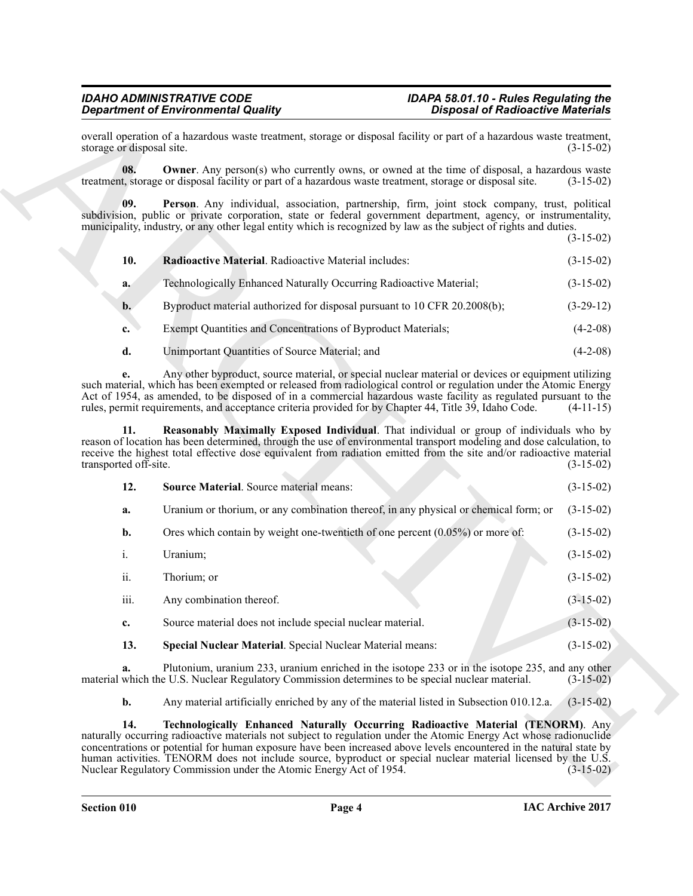overall operation of a hazardous waste treatment, storage or disposal facility or part of a hazardous waste treatment, storage or disposal site. (3-15-02)

**08. Owner**. Any person(s) who currently owns, or owned at the time of disposal, a hazardous waste treatment, storage or disposal facility or part of a hazardous waste treatment, storage or disposal site. (3-15-02)

**09. Person**. Any individual, association, partnership, firm, joint stock company, trust, political subdivision, public or private corporation, state or federal government department, agency, or instrumentality, municipality, industry, or any other legal entity which is recognized by law as the subject of rights and duties. (3-15-02)

**10. Radioactive Material**. Radioactive Material includes: (3-15-02)

**a.** Technologically Enhanced Naturally Occurring Radioactive Material; (3-15-02)

**b.** Byproduct material authorized for disposal pursuant to 10 CFR 20.2008(b); (3-29-12)

**c.** Exempt Quantities and Concentrations of Byproduct Materials; (4-2-08)

**d.** Unimportant Quantities of Source Material; and (4-2-08)

**e.** Any other byproduct, source material, or special nuclear material or devices or equipment utilizing such material, which has been exempted or released from radiological control or regulation under the Atomic Energy Act of 1954, as amended, to be disposed of in a commercial hazardous waste facility as regulated pursuant to the rules, permit requirements, and acceptance criteria provided for by Chapter 44, Title 39, Idaho Code. (4-11-15)

**11. Reasonably Maximally Exposed Individual**. That individual or group of individuals who by reason of location has been determined, through the use of environmental transport modeling and dose calculation, to receive the highest total effective dose equivalent from radiation emitted from the site and/or radioactive material transported off-site. (3-15-02)

**12. Source Material**. Source material means: (3-15-02)

**a.** Uranium or thorium, or any combination thereof, in any physical or chemical form; or (3-15-02)

**b.** Ores which contain by weight one-twentieth of one percent (0.05%) or more of: (3-15-02)

i. Uranium; (3-15-02)

ii. Thorium; or (3-15-02)

iii. Any combination thereof. (3-15-02)

**c.** Source material does not include special nuclear material. (3-15-02)

**13. Special Nuclear Material**. Special Nuclear Material means: (3-15-02)

**a.** Plutonium, uranium 233, uranium enriched in the isotope 233 or in the isotope 235, and any other material which the U.S. Nuclear Regulatory Commission determines to be special nuclear material. (3-15-02)

**b.** Any material artificially enriched by any of the material listed in Subsection 010.12.a. (3-15-02)

**14. Technologically Enhanced Naturally Occurring Radioactive Material (TENORM)**. Any naturally occurring radioactive materials not subject to regulation under the Atomic Energy Act whose radionuclide concentrations or potential for human exposure have been increased above levels encountered in the natural state by human activities. TENORM does not include source, byproduct or special nuclear material licensed by the U.S. Nuclear Regulatory Commission under the Atomic Energy Act of 1954. (3-15-02)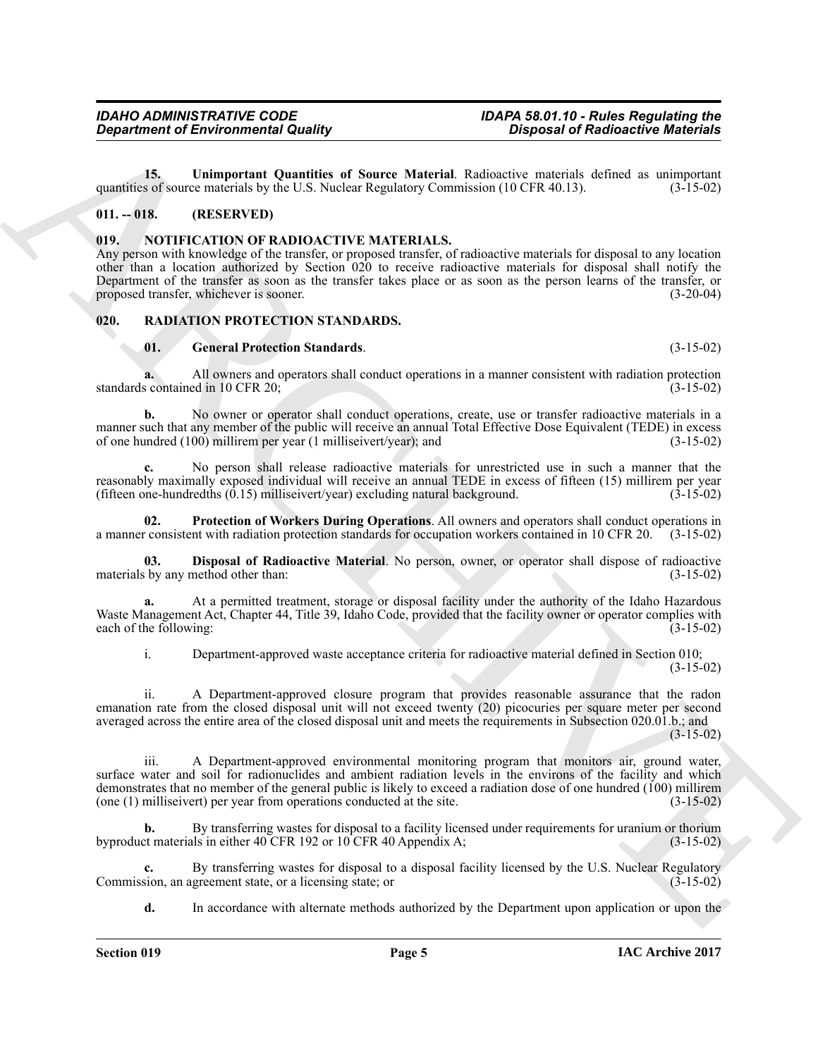**15. Unimportant Quantities of Source Material**. Radioactive materials defined as unimportant quantities of source materials by the U.S. Nuclear Regulatory Commission (10 CFR 40.13). (3-15-02)

## 011. -- 018. (RESERVED)

## 019. NOTIFICATION OF RADIOACTIVE MATERIALS.

Any person with knowledge of the transfer, or proposed transfer, of radioactive materials for disposal to any location other than a location authorized by Section 020 to receive radioactive materials for disposal shall notify the Department of the transfer as soon as the transfer takes place or as soon as the person learns of the transfer, or proposed transfer, whichever is sooner. (3-20-04)

## 020. RADIATION PROTECTION STANDARDS.

**01. General Protection Standards**. (3-15-02)

**a.** All owners and operators shall conduct operations in a manner consistent with radiation protection standards contained in 10 CFR 20; (3-15-02)

**b.** No owner or operator shall conduct operations, create, use or transfer radioactive materials in a manner such that any member of the public will receive an annual Total Effective Dose Equivalent (TEDE) in excess of one hundred (100) millirem per year (1 milliseivert/year); and (3-15-02)

**c.** No person shall release radioactive materials for unrestricted use in such a manner that the reasonably maximally exposed individual will receive an annual TEDE in excess of fifteen (15) millirem per year (fifteen one-hundredths (0.15) milliseivert/year) excluding natural background. (3-15-02)

**02. Protection of Workers During Operations**. All owners and operators shall conduct operations in a manner consistent with radiation protection standards for occupation workers contained in 10 CFR 20. (3-15-02)

**03. Disposal of Radioactive Material**. No person, owner, or operator shall dispose of radioactive materials by any method other than: (3-15-02)

**a.** At a permitted treatment, storage or disposal facility under the authority of the Idaho Hazardous Waste Management Act, Chapter 44, Title 39, Idaho Code, provided that the facility owner or operator complies with each of the following: (3-15-02)

i. Department-approved waste acceptance criteria for radioactive material defined in Section 010; (3-15-02)

ii. A Department-approved closure program that provides reasonable assurance that the radon emanation rate from the closed disposal unit will not exceed twenty (20) picocuries per square meter per second averaged across the entire area of the closed disposal unit and meets the requirements in Subsection 020.01.b.; and (3-15-02)

iii. A Department-approved environmental monitoring program that monitors air, ground water, surface water and soil for radionuclides and ambient radiation levels in the environs of the facility and which demonstrates that no member of the general public is likely to exceed a radiation dose of one hundred (100) millirem (one (1) milliseivert) per year from operations conducted at the site. (3-15-02)

**b.** By transferring wastes for disposal to a facility licensed under requirements for uranium or thorium byproduct materials in either 40 CFR 192 or 10 CFR 40 Appendix A; (3-15-02)

**c.** By transferring wastes for disposal to a disposal facility licensed by the U.S. Nuclear Regulatory Commission, an agreement state, or a licensing state; or (3-15-02)

**d.** In accordance with alternate methods authorized by the Department upon application or upon the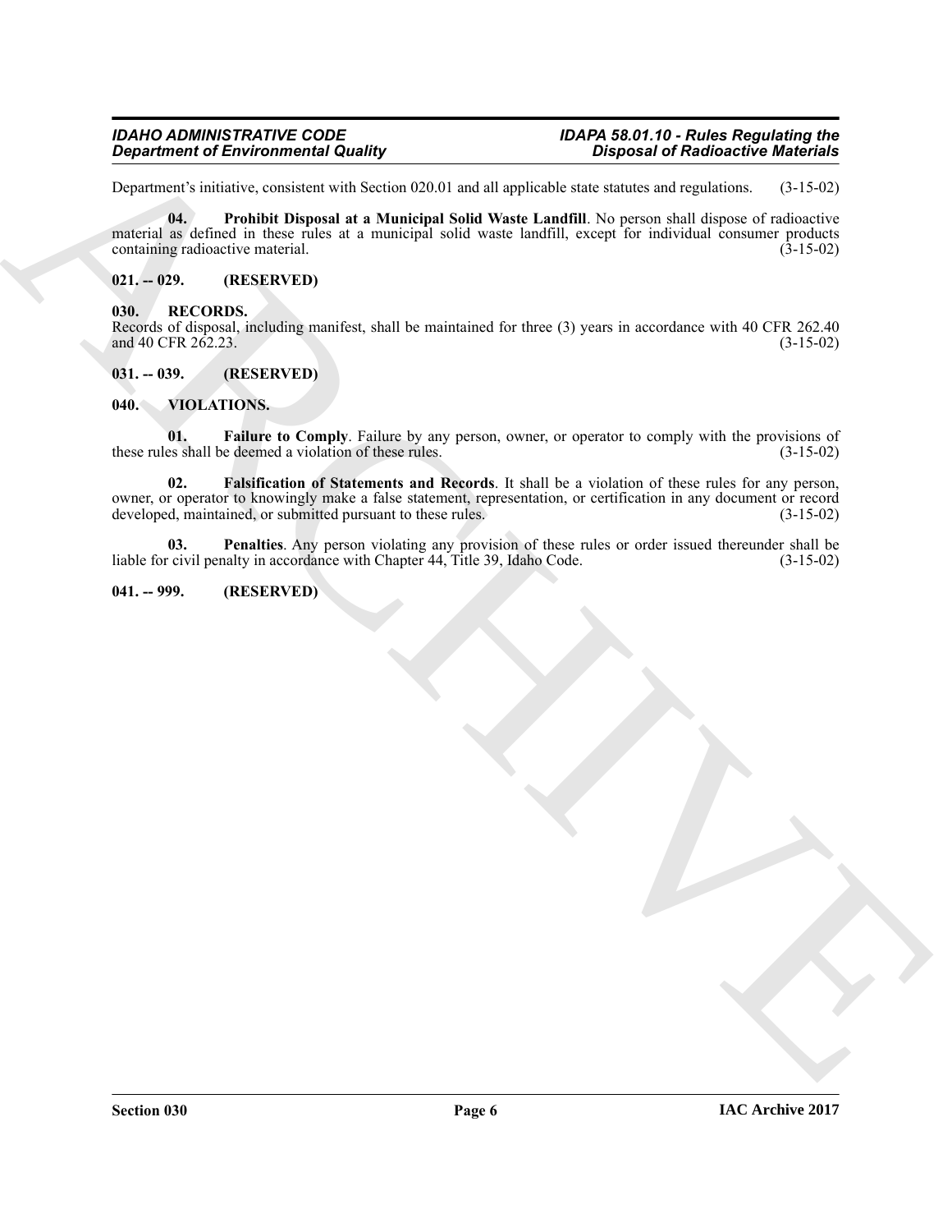Department's initiative, consistent with Section 020.01 and all applicable state statutes and regulations. (3-15-02)

**04. Prohibit Disposal at a Municipal Solid Waste Landfill**. No person shall dispose of radioactive material as defined in these rules at a municipal solid waste landfill, except for individual consumer products containing radioactive material. (3-15-02)

**021. -- 029. (RESERVED)**

**030. RECORDS.**

Records of disposal, including manifest, shall be maintained for three (3) years in accordance with 40 CFR 262.40 and 40 CFR 262.23. (3-15-02)

**031. -- 039. (RESERVED)**

**040. VIOLATIONS.**

**01. Failure to Comply**. Failure by any person, owner, or operator to comply with the provisions of these rules shall be deemed a violation of these rules. (3-15-02)

**02. Falsification of Statements and Records**. It shall be a violation of these rules for any person, owner, or operator to knowingly make a false statement, representation, or certification in any document or record developed, maintained, or submitted pursuant to these rules. (3-15-02)

**03. Penalties**. Any person violating any provision of these rules or order issued thereunder shall be liable for civil penalty in accordance with Chapter 44, Title 39, Idaho Code. (3-15-02)

**041. -- 999. (RESERVED)**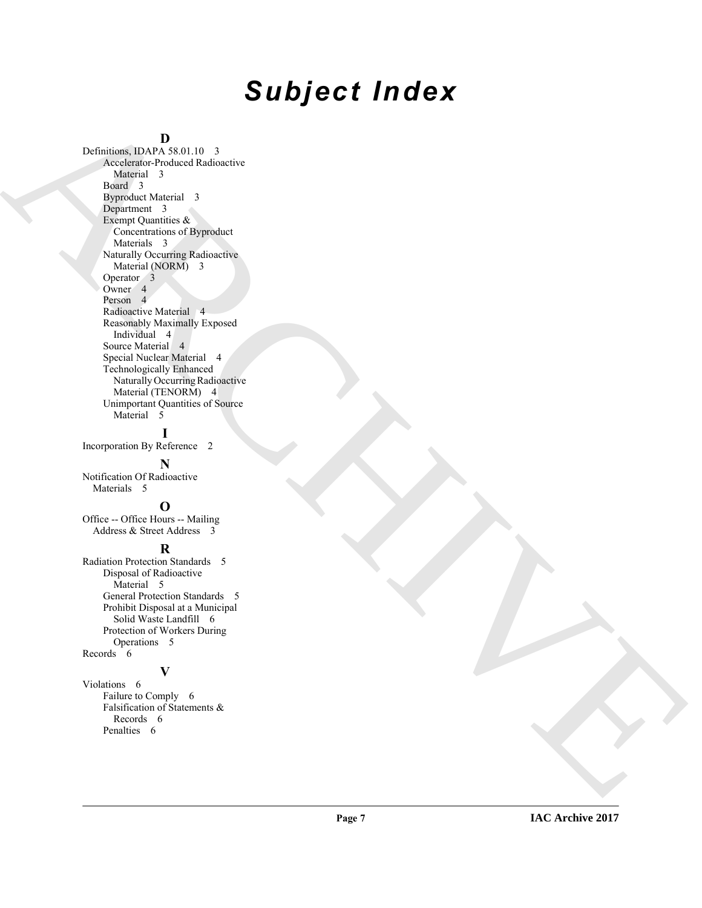# Subject Index

**D**

Definitions, IDAPA 58.01.10 3
- Accelerator-Produced Radioactive Material 3
- Board 3
- Byproduct Material 3
- Department 3
- Exempt Quantities & Concentrations of Byproduct Materials 3
- Naturally Occurring Radioactive Material (NORM) 3
- Operator 3
- Owner 4
- Person 4
- Radioactive Material 4
- Reasonably Maximally Exposed Individual 4
- Source Material 4
- Special Nuclear Material 4
- Technologically Enhanced Naturally Occurring Radioactive Material (TENORM) 4
- Unimportant Quantities of Source Material 5

**I**

Incorporation By Reference 2

**N**

Notification Of Radioactive Materials 5

**O**

Office -- Office Hours -- Mailing Address & Street Address 3

**R**

Radiation Protection Standards 5
- Disposal of Radioactive Material 5
- General Protection Standards 5
- Prohibit Disposal at a Municipal Solid Waste Landfill 6
- Protection of Workers During Operations 5

Records 6

**V**

Violations 6
- Failure to Comply 6
- Falsification of Statements & Records 6
- Penalties 6